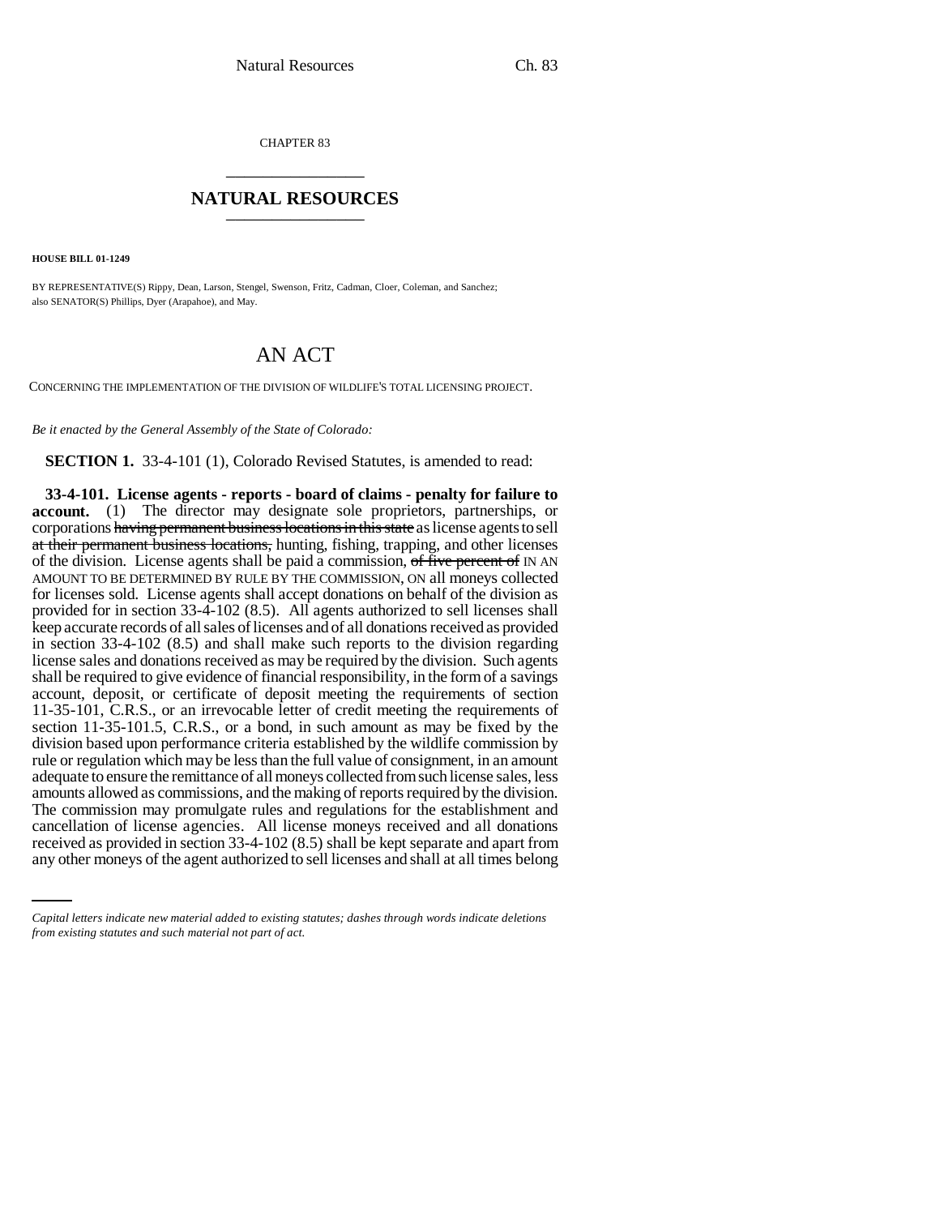CHAPTER 83

## NATURAL RESOURCES

**HOUSE BILL 01-1249**

BY REPRESENTATIVE(S) Rippy, Dean, Larson, Stengel, Swenson, Fritz, Cadman, Cloer, Coleman, and Sanchez;
also SENATOR(S) Phillips, Dyer (Arapahoe), and May.

# AN ACT

CONCERNING THE IMPLEMENTATION OF THE DIVISION OF WILDLIFE'S TOTAL LICENSING PROJECT.

*Be it enacted by the General Assembly of the State of Colorado:*

**SECTION 1.** 33-4-101 (1), Colorado Revised Statutes, is amended to read:

**33-4-101. License agents - reports - board of claims - penalty for failure to account.** (1) The director may designate sole proprietors, partnerships, or corporations ~~having permanent business locations in this state~~ as license agents to sell ~~at their permanent business locations,~~ hunting, fishing, trapping, and other licenses of the division. License agents shall be paid a commission, ~~of five percent of~~ IN AN AMOUNT TO BE DETERMINED BY RULE BY THE COMMISSION, ON all moneys collected for licenses sold. License agents shall accept donations on behalf of the division as provided for in section 33-4-102 (8.5). All agents authorized to sell licenses shall keep accurate records of all sales of licenses and of all donations received as provided in section 33-4-102 (8.5) and shall make such reports to the division regarding license sales and donations received as may be required by the division. Such agents shall be required to give evidence of financial responsibility, in the form of a savings account, deposit, or certificate of deposit meeting the requirements of section 11-35-101, C.R.S., or an irrevocable letter of credit meeting the requirements of section 11-35-101.5, C.R.S., or a bond, in such amount as may be fixed by the division based upon performance criteria established by the wildlife commission by rule or regulation which may be less than the full value of consignment, in an amount adequate to ensure the remittance of all moneys collected from such license sales, less amounts allowed as commissions, and the making of reports required by the division. The commission may promulgate rules and regulations for the establishment and cancellation of license agencies. All license moneys received and all donations received as provided in section 33-4-102 (8.5) shall be kept separate and apart from any other moneys of the agent authorized to sell licenses and shall at all times belong

*Capital letters indicate new material added to existing statutes; dashes through words indicate deletions from existing statutes and such material not part of act.*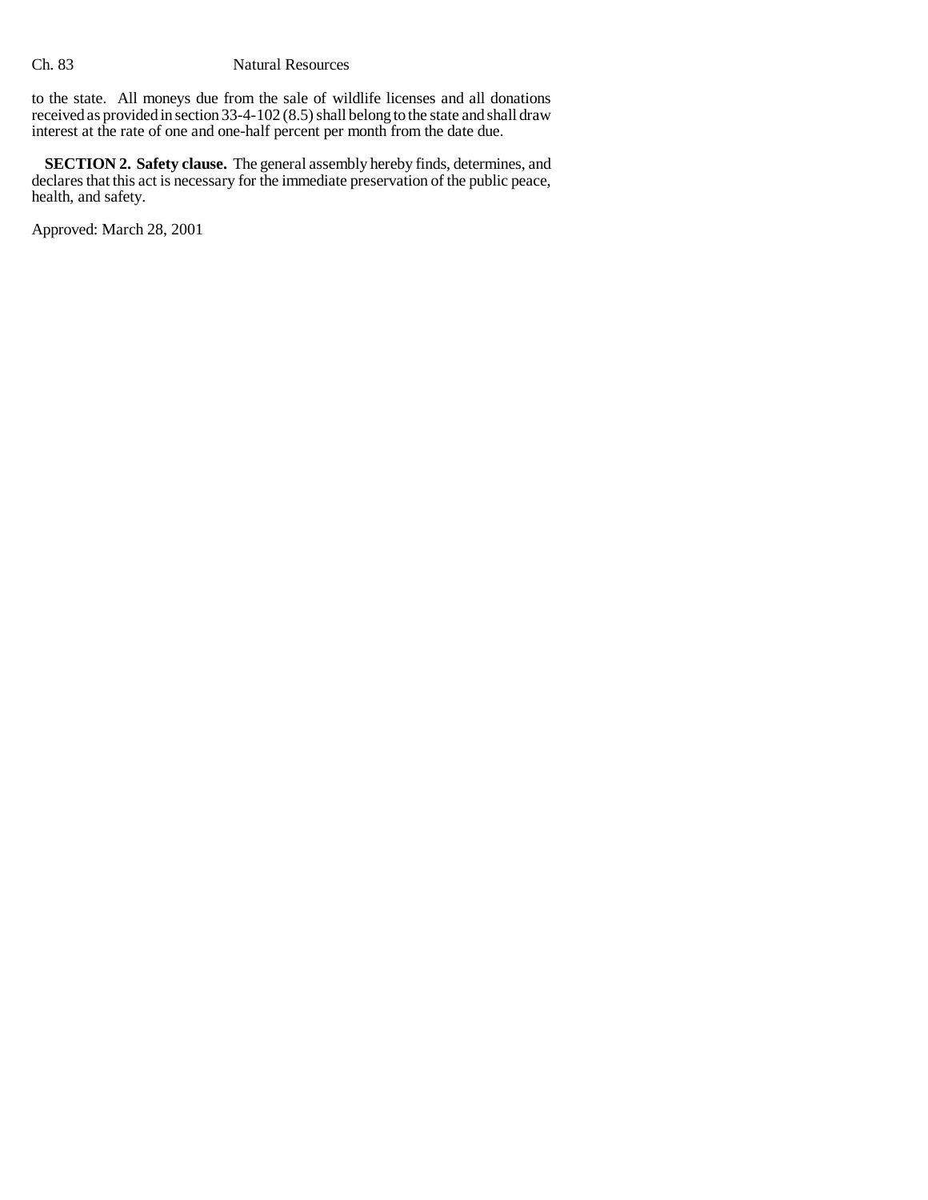to the state. All moneys due from the sale of wildlife licenses and all donations received as provided in section 33-4-102 (8.5) shall belong to the state and shall draw interest at the rate of one and one-half percent per month from the date due.

**SECTION 2. Safety clause.** The general assembly hereby finds, determines, and declares that this act is necessary for the immediate preservation of the public peace, health, and safety.

Approved: March 28, 2001